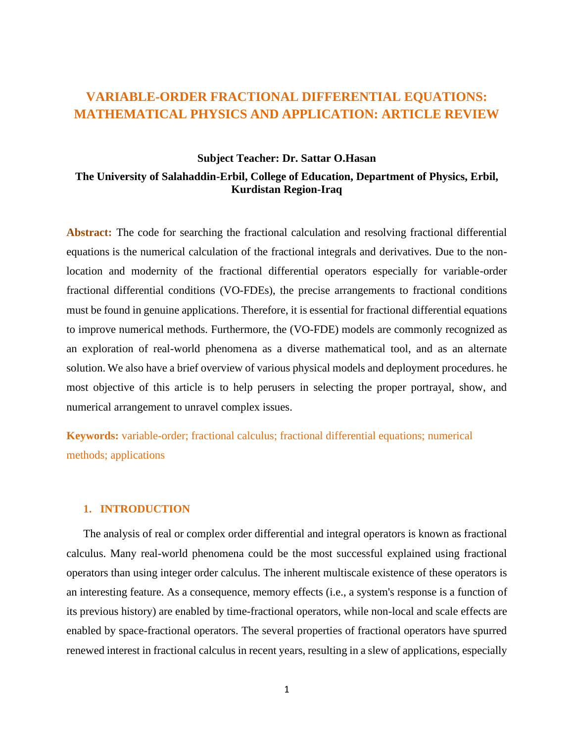# VARIABLE-ORDER FRACTIONAL DIFFERENTIAL EQUATIONS: MATHEMATICAL PHYSICS AND APPLICATION: ARTICLE REVIEW

**Subject Teacher: Dr. Sattar O.Hasan**

**The University of Salahaddin-Erbil, College of Education, Department of Physics, Erbil, Kurdistan Region-Iraq**

**Abstract:** The code for searching the fractional calculation and resolving fractional differential equations is the numerical calculation of the fractional integrals and derivatives. Due to the non-location and modernity of the fractional differential operators especially for variable-order fractional differential conditions (VO-FDEs), the precise arrangements to fractional conditions must be found in genuine applications. Therefore, it is essential for fractional differential equations to improve numerical methods. Furthermore, the (VO-FDE) models are commonly recognized as an exploration of real-world phenomena as a diverse mathematical tool, and as an alternate solution. We also have a brief overview of various physical models and deployment procedures. he most objective of this article is to help perusers in selecting the proper portrayal, show, and numerical arrangement to unravel complex issues.

**Keywords:** variable-order; fractional calculus; fractional differential equations; numerical methods; applications

## 1. INTRODUCTION

The analysis of real or complex order differential and integral operators is known as fractional calculus. Many real-world phenomena could be the most successful explained using fractional operators than using integer order calculus. The inherent multiscale existence of these operators is an interesting feature. As a consequence, memory effects (i.e., a system's response is a function of its previous history) are enabled by time-fractional operators, while non-local and scale effects are enabled by space-fractional operators. The several properties of fractional operators have spurred renewed interest in fractional calculus in recent years, resulting in a slew of applications, especially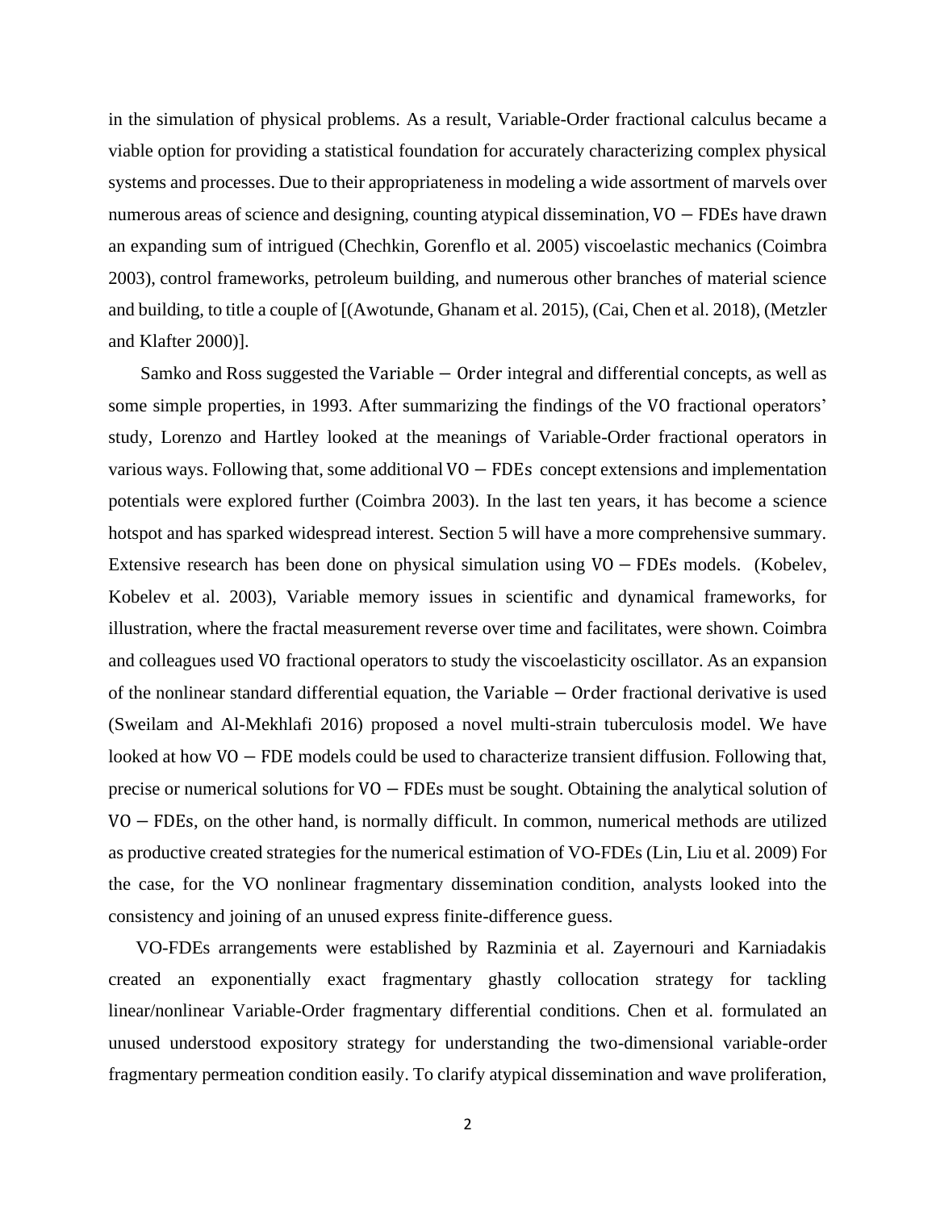in the simulation of physical problems. As a result, Variable-Order fractional calculus became a viable option for providing a statistical foundation for accurately characterizing complex physical systems and processes. Due to their appropriateness in modeling a wide assortment of marvels over numerous areas of science and designing, counting atypical dissemination, $\mathrm{VO}-\mathrm{FDEs}$ have drawn an expanding sum of intrigued (Chechkin, Gorenflo et al. 2005) viscoelastic mechanics (Coimbra 2003), control frameworks, petroleum building, and numerous other branches of material science and building, to title a couple of [(Awotunde, Ghanam et al. 2015), (Cai, Chen et al. 2018), (Metzler and Klafter 2000)].

Samko and Ross suggested the $\mathrm{Variable}-\mathrm{Order}$ integral and differential concepts, as well as some simple properties, in 1993. After summarizing the findings of the $\mathrm{VO}$ fractional operators' study, Lorenzo and Hartley looked at the meanings of Variable-Order fractional operators in various ways. Following that, some additional $\mathrm{VO}-\mathrm{FDEs}$ concept extensions and implementation potentials were explored further (Coimbra 2003). In the last ten years, it has become a science hotspot and has sparked widespread interest. Section 5 will have a more comprehensive summary. Extensive research has been done on physical simulation using $\mathrm{VO}-\mathrm{FDEs}$ models. (Kobelev, Kobelev et al. 2003), Variable memory issues in scientific and dynamical frameworks, for illustration, where the fractal measurement reverse over time and facilitates, were shown. Coimbra and colleagues used $\mathrm{VO}$ fractional operators to study the viscoelasticity oscillator. As an expansion of the nonlinear standard differential equation, the $\mathrm{Variable}-\mathrm{Order}$ fractional derivative is used (Sweilam and Al-Mekhlafi 2016) proposed a novel multi-strain tuberculosis model. We have looked at how $\mathrm{VO}-\mathrm{FDE}$ models could be used to characterize transient diffusion. Following that, precise or numerical solutions for $\mathrm{VO}-\mathrm{FDEs}$ must be sought. Obtaining the analytical solution of $\mathrm{VO}-\mathrm{FDEs}$, on the other hand, is normally difficult. In common, numerical methods are utilized as productive created strategies for the numerical estimation of VO-FDEs (Lin, Liu et al. 2009) For the case, for the VO nonlinear fragmentary dissemination condition, analysts looked into the consistency and joining of an unused express finite-difference guess.

VO-FDEs arrangements were established by Razminia et al. Zayernouri and Karniadakis created an exponentially exact fragmentary ghastly collocation strategy for tackling linear/nonlinear Variable-Order fragmentary differential conditions. Chen et al. formulated an unused understood expository strategy for understanding the two-dimensional variable-order fragmentary permeation condition easily. To clarify atypical dissemination and wave proliferation,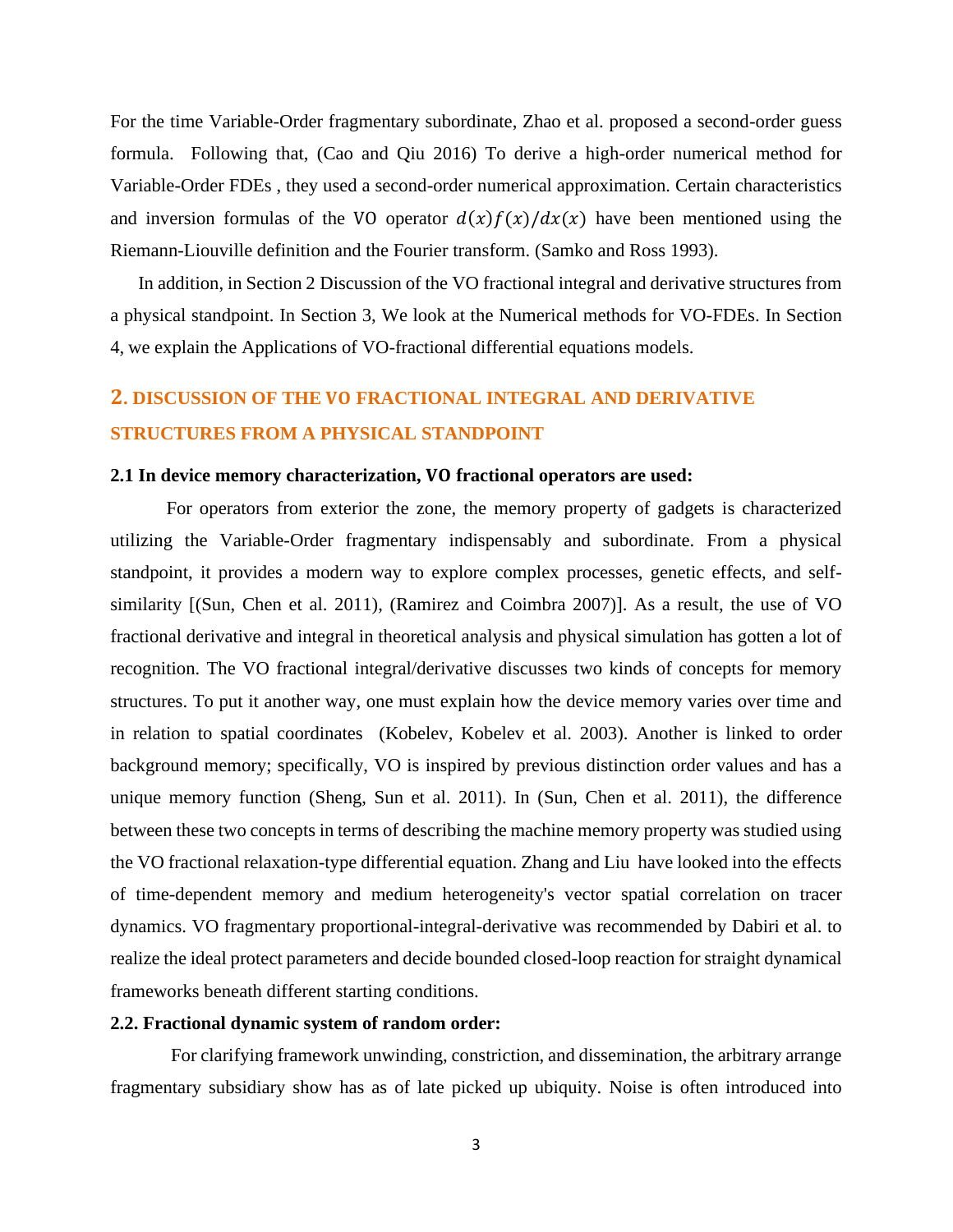For the time Variable-Order fragmentary subordinate, Zhao et al. proposed a second-order guess formula. Following that, (Cao and Qiu 2016) To derive a high-order numerical method for Variable-Order FDEs , they used a second-order numerical approximation. Certain characteristics and inversion formulas of the VO operator $d(x)f(x)/dx(x)$ have been mentioned using the Riemann-Liouville definition and the Fourier transform. (Samko and Ross 1993).

In addition, in Section 2 Discussion of the VO fractional integral and derivative structures from a physical standpoint. In Section 3, We look at the Numerical methods for VO-FDEs. In Section 4, we explain the Applications of VO-fractional differential equations models.

## 2. DISCUSSION OF THE VO FRACTIONAL INTEGRAL AND DERIVATIVE STRUCTURES FROM A PHYSICAL STANDPOINT

### 2.1 In device memory characterization, VO fractional operators are used:

For operators from exterior the zone, the memory property of gadgets is characterized utilizing the Variable-Order fragmentary indispensably and subordinate. From a physical standpoint, it provides a modern way to explore complex processes, genetic effects, and self-similarity [(Sun, Chen et al. 2011), (Ramirez and Coimbra 2007)]. As a result, the use of VO fractional derivative and integral in theoretical analysis and physical simulation has gotten a lot of recognition. The VO fractional integral/derivative discusses two kinds of concepts for memory structures. To put it another way, one must explain how the device memory varies over time and in relation to spatial coordinates (Kobelev, Kobelev et al. 2003). Another is linked to order background memory; specifically, VO is inspired by previous distinction order values and has a unique memory function (Sheng, Sun et al. 2011). In (Sun, Chen et al. 2011), the difference between these two concepts in terms of describing the machine memory property was studied using the VO fractional relaxation-type differential equation. Zhang and Liu have looked into the effects of time-dependent memory and medium heterogeneity's vector spatial correlation on tracer dynamics. VO fragmentary proportional-integral-derivative was recommended by Dabiri et al. to realize the ideal protect parameters and decide bounded closed-loop reaction for straight dynamical frameworks beneath different starting conditions.

### 2.2. Fractional dynamic system of random order:

For clarifying framework unwinding, constriction, and dissemination, the arbitrary arrange fragmentary subsidiary show has as of late picked up ubiquity. Noise is often introduced into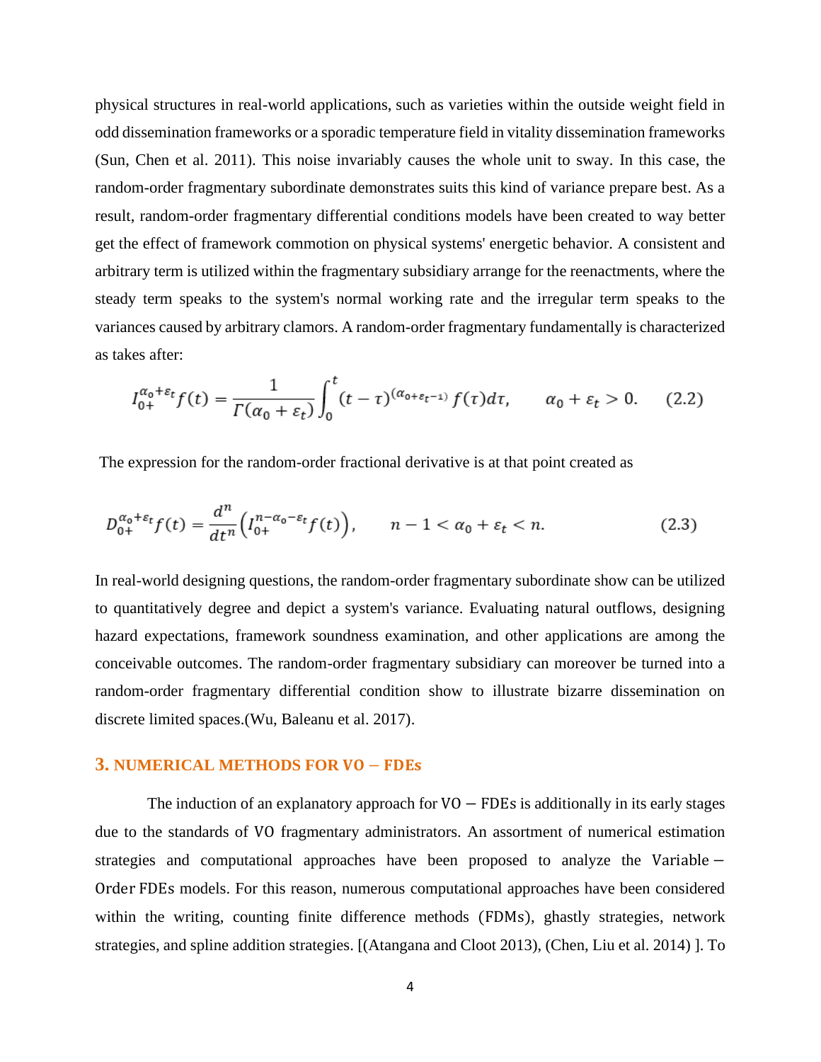physical structures in real-world applications, such as varieties within the outside weight field in odd dissemination frameworks or a sporadic temperature field in vitality dissemination frameworks (Sun, Chen et al. 2011). This noise invariably causes the whole unit to sway. In this case, the random-order fragmentary subordinate demonstrates suits this kind of variance prepare best. As a result, random-order fragmentary differential conditions models have been created to way better get the effect of framework commotion on physical systems' energetic behavior. A consistent and arbitrary term is utilized within the fragmentary subsidiary arrange for the reenactments, where the steady term speaks to the system's normal working rate and the irregular term speaks to the variances caused by arbitrary clamors. A random-order fragmentary fundamentally is characterized as takes after:

$$I_{0+}^{\alpha_0+\varepsilon_t} f(t) = \frac{1}{\Gamma(\alpha_0+\varepsilon_t)} \int_0^t (t-\tau)^{(\alpha_{0+}\varepsilon_{t-1})} f(\tau) d\tau, \qquad \alpha_0+\varepsilon_t > 0. \qquad (2.2)$$

The expression for the random-order fractional derivative is at that point created as

$$D_{0+}^{\alpha_0+\varepsilon_t} f(t) = \frac{d^n}{dt^n}\left(I_{0+}^{n-\alpha_0-\varepsilon_t} f(t)\right), \qquad n-1 < \alpha_0+\varepsilon_t < n. \qquad (2.3)$$

In real-world designing questions, the random-order fragmentary subordinate show can be utilized to quantitatively degree and depict a system's variance. Evaluating natural outflows, designing hazard expectations, framework soundness examination, and other applications are among the conceivable outcomes. The random-order fragmentary subsidiary can moreover be turned into a random-order fragmentary differential condition show to illustrate bizarre dissemination on discrete limited spaces.(Wu, Baleanu et al. 2017).

## 3. NUMERICAL METHODS FOR VO − FDEs

The induction of an explanatory approach for VO − FDEs is additionally in its early stages due to the standards of VO fragmentary administrators. An assortment of numerical estimation strategies and computational approaches have been proposed to analyze the Variable − Order FDEs models. For this reason, numerous computational approaches have been considered within the writing, counting finite difference methods (FDMs), ghastly strategies, network strategies, and spline addition strategies. [(Atangana and Cloot 2013), (Chen, Liu et al. 2014) ]. To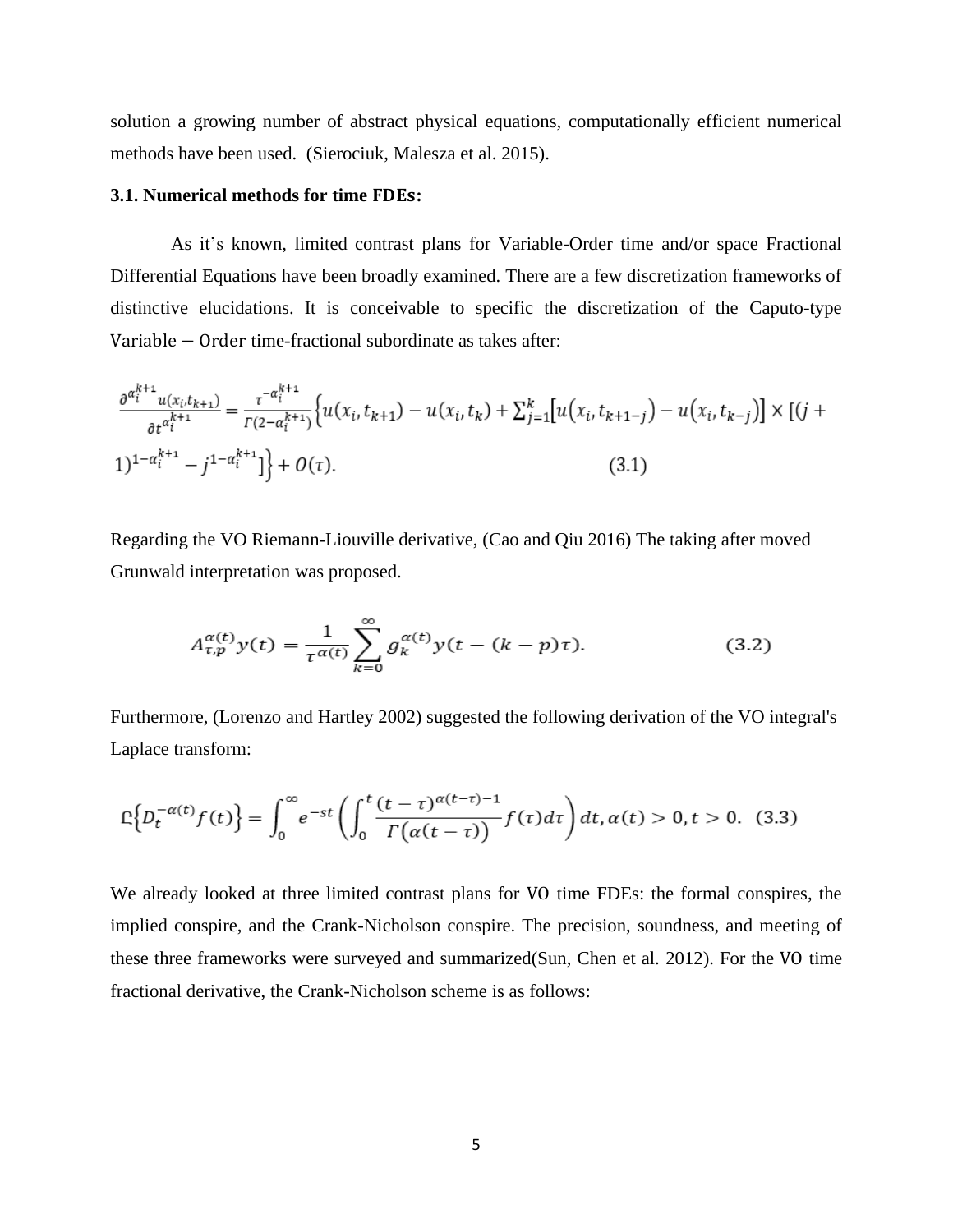solution a growing number of abstract physical equations, computationally efficient numerical methods have been used. (Sierociuk, Malesza et al. 2015).

### 3.1. Numerical methods for time FDEs:

As it's known, limited contrast plans for Variable-Order time and/or space Fractional Differential Equations have been broadly examined. There are a few discretization frameworks of distinctive elucidations. It is conceivable to specific the discretization of the Caputo-type $\text{Variable} - \text{Order}$ time-fractional subordinate as takes after:

$$\frac{\partial^{\alpha_i^{k+1}} u(x_i,t_{k+1})}{\partial t^{\alpha_i^{k+1}}} = \frac{\tau^{-\alpha_i^{k+1}}}{\Gamma(2-\alpha_i^{k+1})}\left\{u(x_i,t_{k+1}) - u(x_i,t_k) + \sum_{j=1}^{k}\left[u(x_i,t_{k+1-j}) - u(x_i,t_{k-j})\right] \times \left[(j+1)^{1-\alpha_i^{k+1}} - j^{1-\alpha_i^{k+1}}\right]\right\} + O(\tau). \tag{3.1}$$

Regarding the VO Riemann-Liouville derivative, (Cao and Qiu 2016) The taking after moved Grunwald interpretation was proposed.

$$A_{\tau,p}^{\alpha(t)} y(t) = \frac{1}{\tau^{\alpha(t)}} \sum_{k=0}^{\infty} g_k^{\alpha(t)} y(t-(k-p)\tau). \tag{3.2}$$

Furthermore, (Lorenzo and Hartley 2002) suggested the following derivation of the VO integral's Laplace transform:

$$\mathfrak{L}\left\{D_t^{-\alpha(t)} f(t)\right\} = \int_0^{\infty} e^{-st}\left(\int_0^{t} \frac{(t-\tau)^{\alpha(t-\tau)-1}}{\Gamma(\alpha(t-\tau))} f(\tau)d\tau\right)dt, \alpha(t) > 0, t > 0. \tag{3.3}$$

We already looked at three limited contrast plans for VO time FDEs: the formal conspires, the implied conspire, and the Crank-Nicholson conspire. The precision, soundness, and meeting of these three frameworks were surveyed and summarized(Sun, Chen et al. 2012). For the VO time fractional derivative, the Crank-Nicholson scheme is as follows: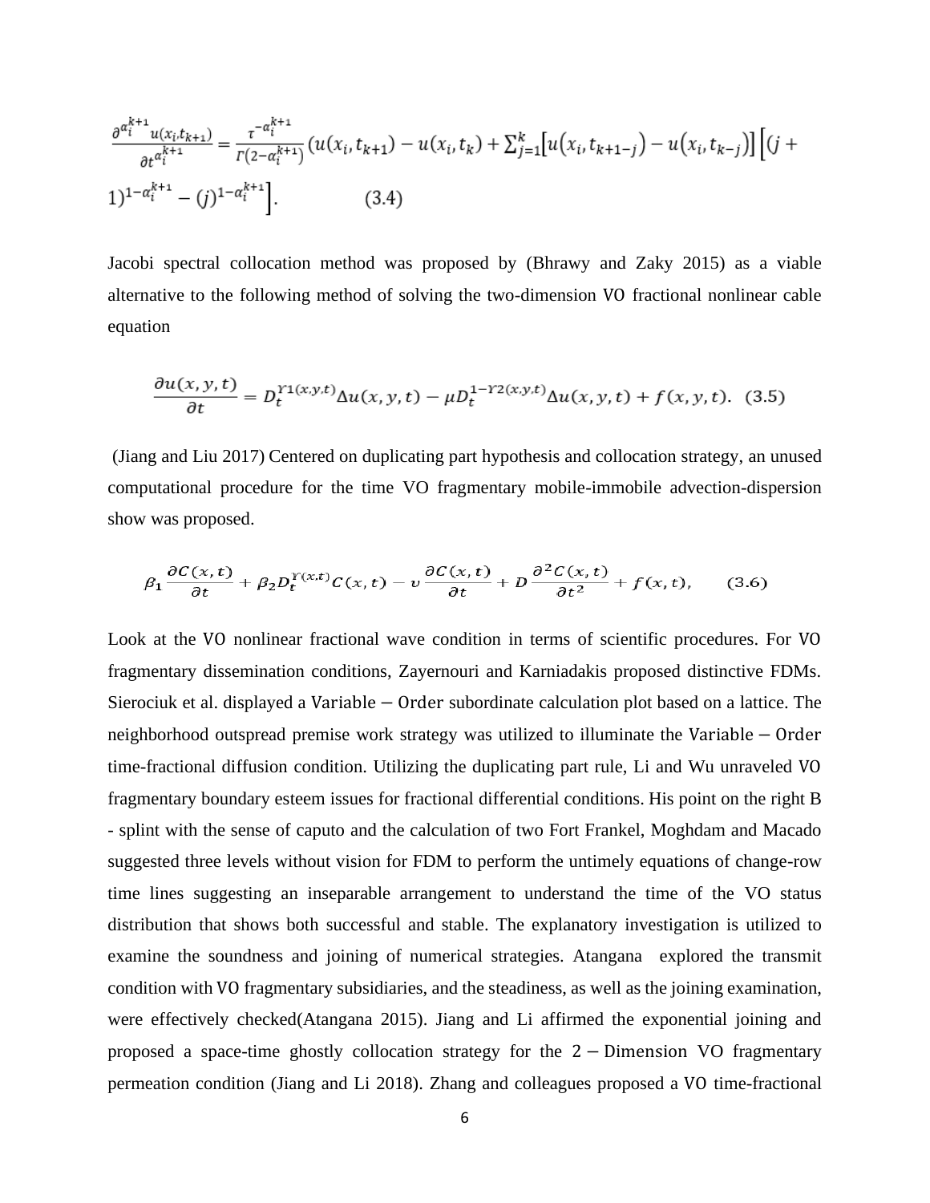$$\frac{\partial^{\alpha_i^{k+1}} u(x_i, t_{k+1})}{\partial t^{\alpha_i^{k+1}}} = \frac{\tau^{-\alpha_i^{k+1}}}{\Gamma(2-\alpha_i^{k+1})} \left( u(x_i, t_{k+1}) - u(x_i, t_k) + \sum_{j=1}^{k} \left[ u(x_i, t_{k+1-j}) - u(x_i, t_{k-j}) \right] \right) \left[ (j+1)^{1-\alpha_i^{k+1}} - (j)^{1-\alpha_i^{k+1}} \right]. \quad (3.4)$$

Jacobi spectral collocation method was proposed by (Bhrawy and Zaky 2015) as a viable alternative to the following method of solving the two-dimension VO fractional nonlinear cable equation

$$\frac{\partial u(x,y,t)}{\partial t} = D_t^{\Upsilon 1(x,y,t)} \Delta u(x,y,t) - \mu D_t^{1-\Upsilon 2(x,y,t)} \Delta u(x,y,t) + f(x,y,t). \quad (3.5)$$

(Jiang and Liu 2017) Centered on duplicating part hypothesis and collocation strategy, an unused computational procedure for the time VO fragmentary mobile-immobile advection-dispersion show was proposed.

$$\beta_1 \frac{\partial C(x,t)}{\partial t} + \beta_2 D_t^{\Upsilon(x,t)} C(x,t) - \upsilon \frac{\partial C(x,t)}{\partial t} + D \frac{\partial^2 C(x,t)}{\partial t^2} + f(x,t), \quad (3.6)$$

Look at the VO nonlinear fractional wave condition in terms of scientific procedures. For VO fragmentary dissemination conditions, Zayernouri and Karniadakis proposed distinctive FDMs. Sierociuk et al. displayed a $\mathrm{Variable-Order}$ subordinate calculation plot based on a lattice. The neighborhood outspread premise work strategy was utilized to illuminate the $\mathrm{Variable-Order}$ time-fractional diffusion condition. Utilizing the duplicating part rule, Li and Wu unraveled VO fragmentary boundary esteem issues for fractional differential conditions. His point on the right B - splint with the sense of caputo and the calculation of two Fort Frankel, Moghdam and Macado suggested three levels without vision for FDM to perform the untimely equations of change-row time lines suggesting an inseparable arrangement to understand the time of the VO status distribution that shows both successful and stable. The explanatory investigation is utilized to examine the soundness and joining of numerical strategies. Atangana explored the transmit condition with VO fragmentary subsidiaries, and the steadiness, as well as the joining examination, were effectively checked(Atangana 2015). Jiang and Li affirmed the exponential joining and proposed a space-time ghostly collocation strategy for the $2-\mathrm{Dimension}$ VO fragmentary permeation condition (Jiang and Li 2018). Zhang and colleagues proposed a VO time-fractional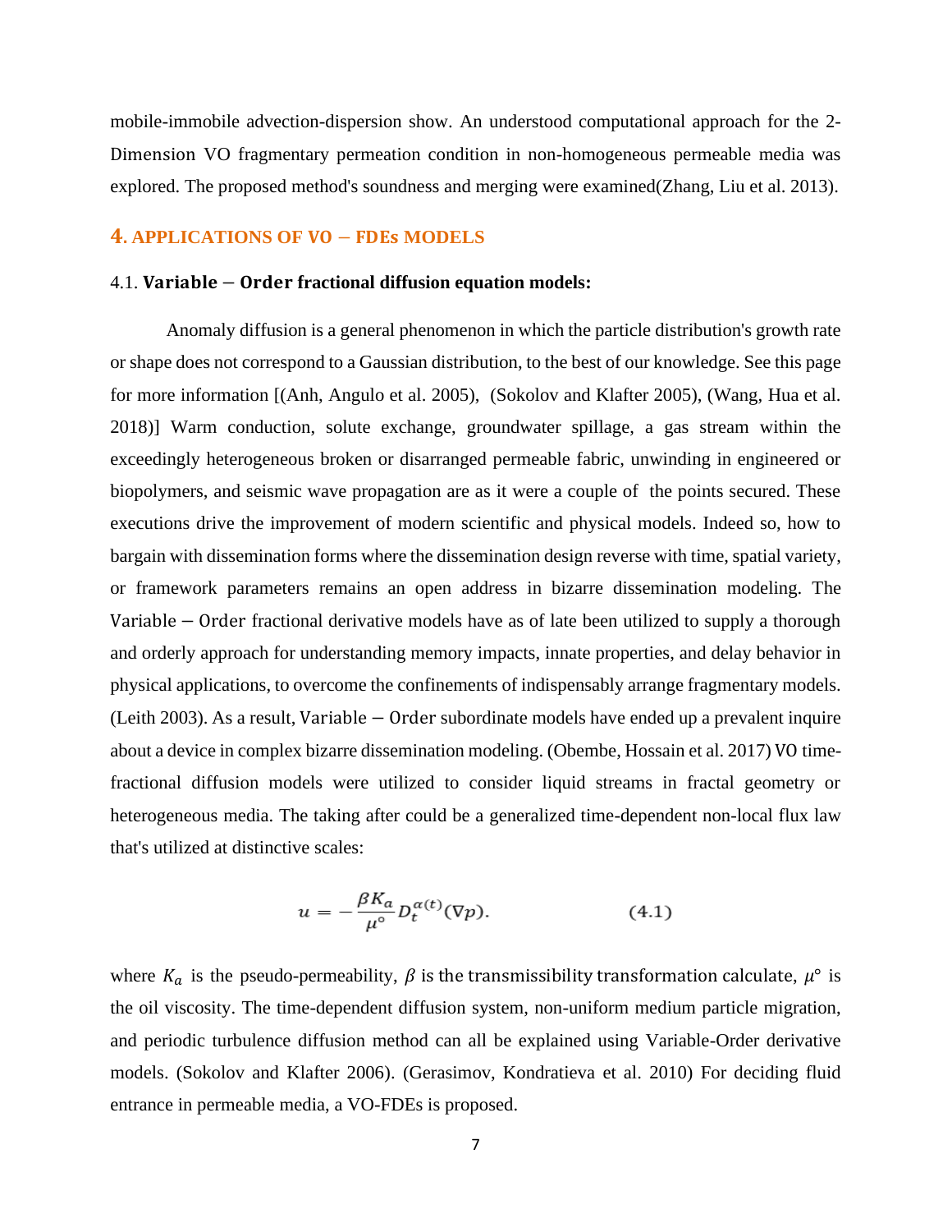mobile-immobile advection-dispersion show. An understood computational approach for the 2-Dimension VO fragmentary permeation condition in non-homogeneous permeable media was explored. The proposed method's soundness and merging were examined(Zhang, Liu et al. 2013).

## 4. APPLICATIONS OF VO − FDEs MODELS

### 4.1. Variable − Order fractional diffusion equation models:

Anomaly diffusion is a general phenomenon in which the particle distribution's growth rate or shape does not correspond to a Gaussian distribution, to the best of our knowledge. See this page for more information [(Anh, Angulo et al. 2005), (Sokolov and Klafter 2005), (Wang, Hua et al. 2018)] Warm conduction, solute exchange, groundwater spillage, a gas stream within the exceedingly heterogeneous broken or disarranged permeable fabric, unwinding in engineered or biopolymers, and seismic wave propagation are as it were a couple of the points secured. These executions drive the improvement of modern scientific and physical models. Indeed so, how to bargain with dissemination forms where the dissemination design reverse with time, spatial variety, or framework parameters remains an open address in bizarre dissemination modeling. The Variable − Order fractional derivative models have as of late been utilized to supply a thorough and orderly approach for understanding memory impacts, innate properties, and delay behavior in physical applications, to overcome the confinements of indispensably arrange fragmentary models. (Leith 2003). As a result, Variable − Order subordinate models have ended up a prevalent inquire about a device in complex bizarre dissemination modeling. (Obembe, Hossain et al. 2017) VO time-fractional diffusion models were utilized to consider liquid streams in fractal geometry or heterogeneous media. The taking after could be a generalized time-dependent non-local flux law that's utilized at distinctive scales:

$$u = -\frac{\beta K_a}{\mu^{\circ}} D_t^{\alpha(t)}(\nabla p). \qquad (4.1)$$

where $K_a$ is the pseudo-permeability, $\beta$ is the transmissibility transformation calculate, $\mu^{\circ}$ is the oil viscosity. The time-dependent diffusion system, non-uniform medium particle migration, and periodic turbulence diffusion method can all be explained using Variable-Order derivative models. (Sokolov and Klafter 2006). (Gerasimov, Kondratieva et al. 2010) For deciding fluid entrance in permeable media, a VO-FDEs is proposed.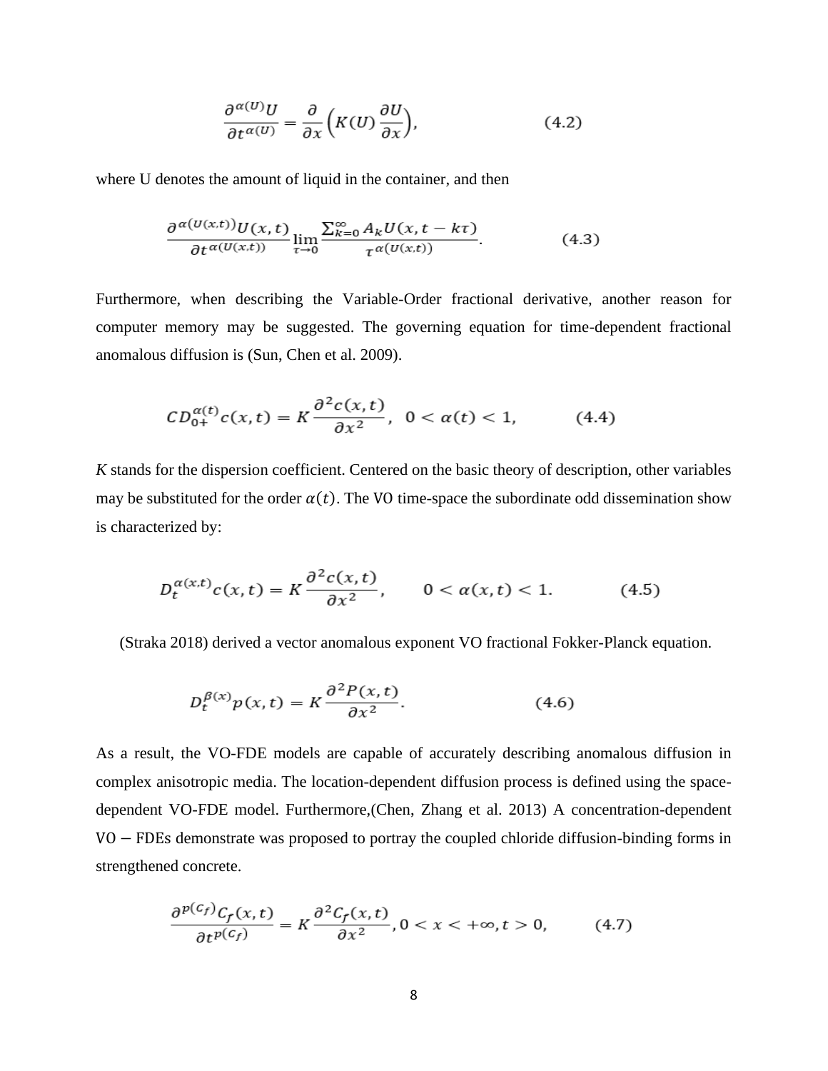$$\frac{\partial^{\alpha(U)} U}{\partial t^{\alpha(U)}} = \frac{\partial}{\partial x}\left(K(U)\frac{\partial U}{\partial x}\right), \qquad (4.2)$$

where U denotes the amount of liquid in the container, and then

$$\frac{\partial^{\alpha(U(x,t))} U(x,t)}{\partial t^{\alpha(U(x,t))}} \lim_{\tau \to 0} \frac{\sum_{k=0}^{\infty} A_k U(x, t-k\tau)}{\tau^{\alpha(U(x,t))}}. \qquad (4.3)$$

Furthermore, when describing the Variable-Order fractional derivative, another reason for computer memory may be suggested. The governing equation for time-dependent fractional anomalous diffusion is (Sun, Chen et al. 2009).

$$CD_{0+}^{\alpha(t)} c(x,t) = K\frac{\partial^2 c(x,t)}{\partial x^2}, \quad 0 < \alpha(t) < 1, \qquad (4.4)$$

*K* stands for the dispersion coefficient. Centered on the basic theory of description, other variables may be substituted for the order $\alpha(t)$. The VO time-space the subordinate odd dissemination show is characterized by:

$$D_t^{\alpha(x,t)} c(x,t) = K\frac{\partial^2 c(x,t)}{\partial x^2}, \qquad 0 < \alpha(x,t) < 1. \qquad (4.5)$$

(Straka 2018) derived a vector anomalous exponent VO fractional Fokker-Planck equation.

$$D_t^{\beta(x)} p(x,t) = K\frac{\partial^2 P(x,t)}{\partial x^2}. \qquad (4.6)$$

As a result, the VO-FDE models are capable of accurately describing anomalous diffusion in complex anisotropic media. The location-dependent diffusion process is defined using the space-dependent VO-FDE model. Furthermore,(Chen, Zhang et al. 2013) A concentration-dependent VO − FDEs demonstrate was proposed to portray the coupled chloride diffusion-binding forms in strengthened concrete.

$$\frac{\partial^{p(C_f)} C_f(x,t)}{\partial t^{p(C_f)}} = K\frac{\partial^2 C_f(x,t)}{\partial x^2}, 0 < x < +\infty, t > 0, \qquad (4.7)$$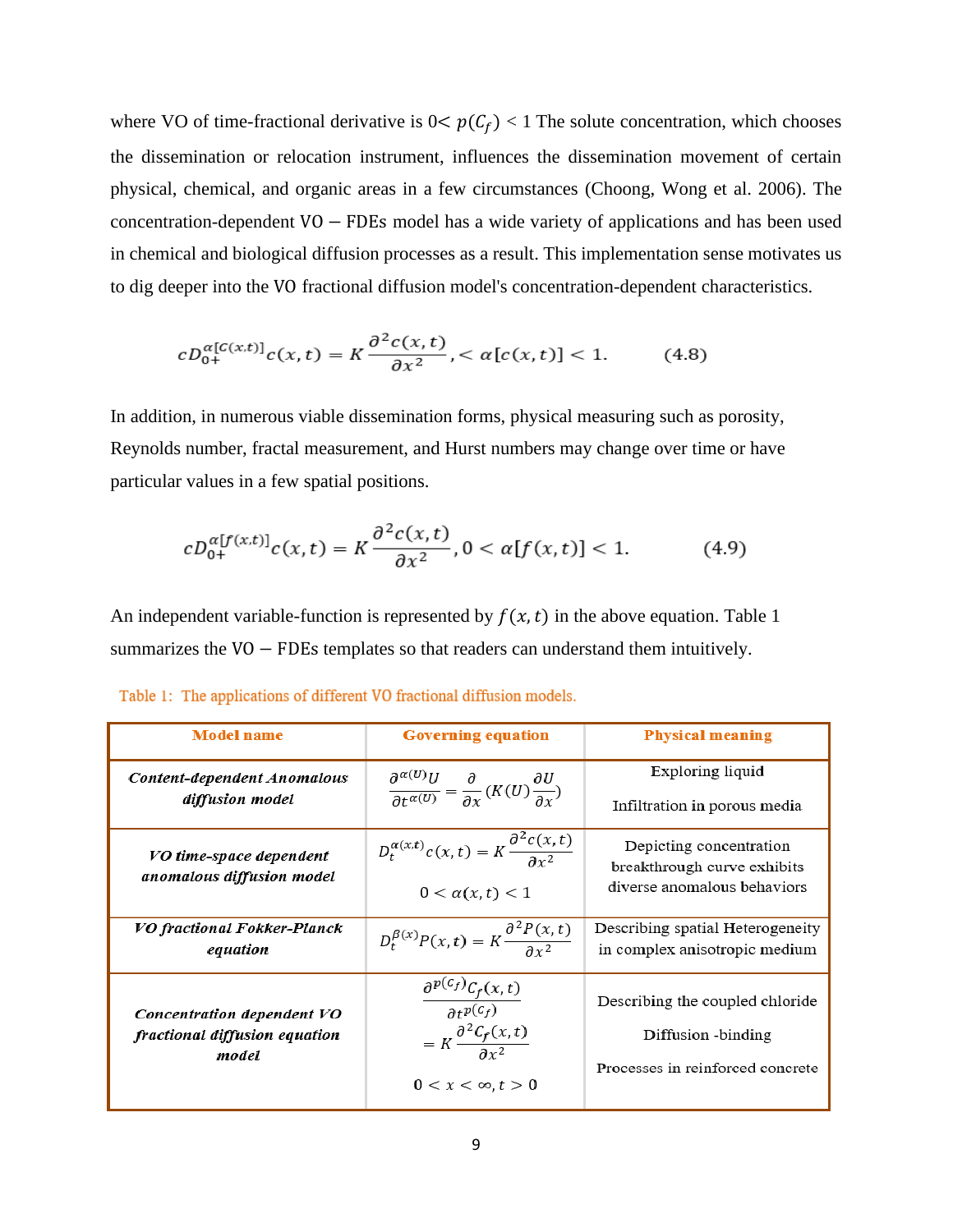where VO of time-fractional derivative is $0 < p(C_f) < 1$ The solute concentration, which chooses the dissemination or relocation instrument, influences the dissemination movement of certain physical, chemical, and organic areas in a few circumstances (Choong, Wong et al. 2006). The concentration-dependent VO − FDEs model has a wide variety of applications and has been used in chemical and biological diffusion processes as a result. This implementation sense motivates us to dig deeper into the VO fractional diffusion model's concentration-dependent characteristics.

$$cD_{0+}^{\alpha[C(x,t)]}c(x,t) = K\frac{\partial^2 c(x,t)}{\partial x^2}, < \alpha[c(x,t)] < 1. \tag{4.8}$$

In addition, in numerous viable dissemination forms, physical measuring such as porosity, Reynolds number, fractal measurement, and Hurst numbers may change over time or have particular values in a few spatial positions.

$$cD_{0+}^{\alpha[f(x,t)]}c(x,t) = K\frac{\partial^2 c(x,t)}{\partial x^2}, 0 < \alpha[f(x,t)] < 1. \tag{4.9}$$

An independent variable-function is represented by $f(x,t)$ in the above equation. Table 1 summarizes the VO − FDEs templates so that readers can understand them intuitively.

Table 1: The applications of different VO fractional diffusion models.

| **Model name** | **Governing equation** | **Physical meaning** |
|---|---|---|
| ***Content-dependent Anomalous diffusion model*** | $\frac{\partial^{\alpha(U)}U}{\partial t^{\alpha(U)}} = \frac{\partial}{\partial x}(K(U)\frac{\partial U}{\partial x})$ | Exploring liquid Infiltration in porous media |
| ***VO time-space dependent anomalous diffusion model*** | $D_t^{\alpha(x,t)}c(x,t) = K\frac{\partial^2 c(x,t)}{\partial x^2}$ $0 < \alpha(x,t) < 1$ | Depicting concentration breakthrough curve exhibits diverse anomalous behaviors |
| ***VO fractional Fokker-Planck equation*** | $D_t^{\beta(x)}P(x,t) = K\frac{\partial^2 P(x,t)}{\partial x^2}$ | Describing spatial Heterogeneity in complex anisotropic medium |
| ***Concentration dependent VO fractional diffusion equation model*** | $\frac{\partial^{p(C_f)}C_f(x,t)}{\partial t^{p(C_f)}} = K\frac{\partial^2 C_f(x,t)}{\partial x^2}$ $0 < x < \infty, t > 0$ | Describing the coupled chloride Diffusion -binding Processes in reinforced concrete |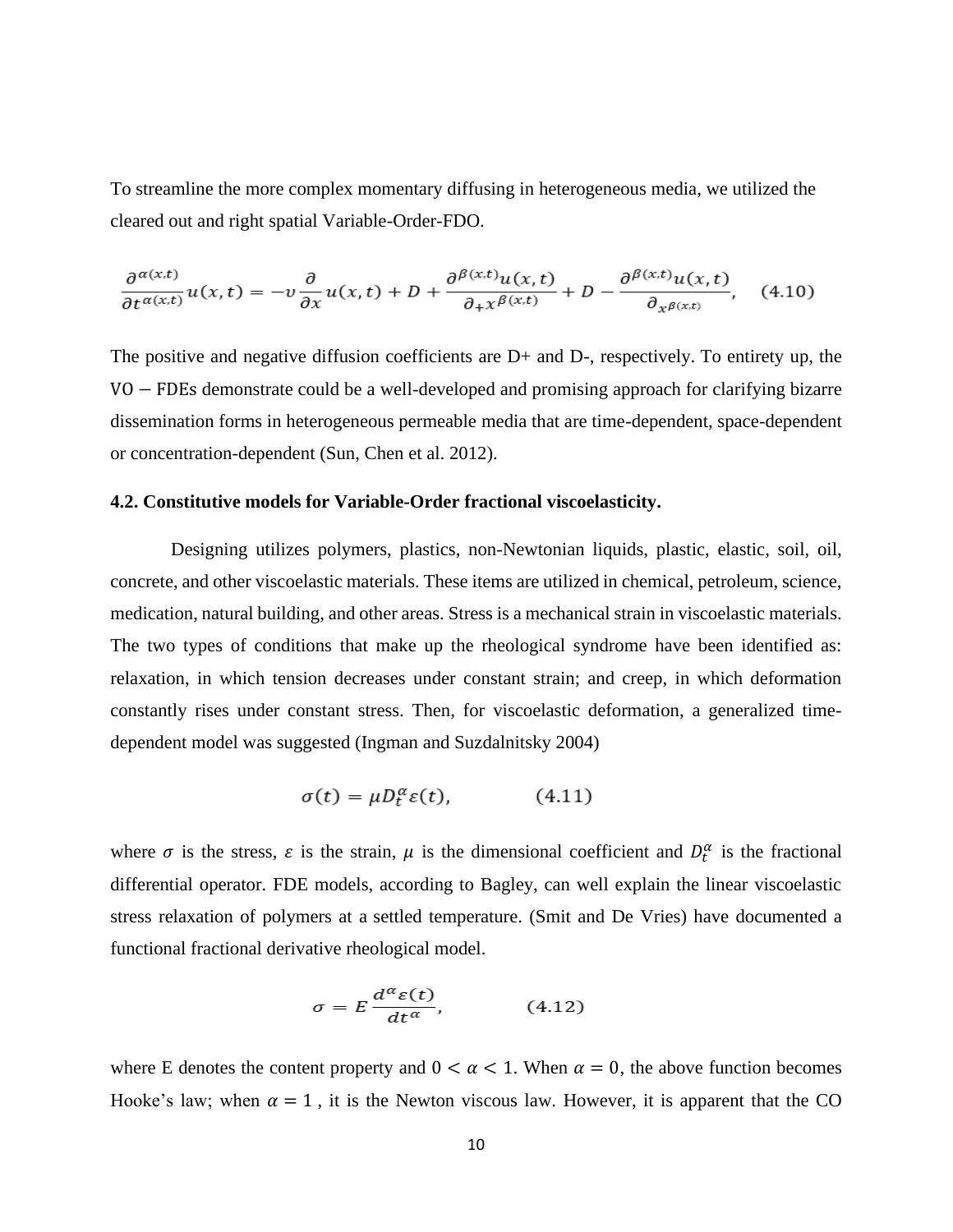To streamline the more complex momentary diffusing in heterogeneous media, we utilized the cleared out and right spatial Variable-Order-FDO.

$$\frac{\partial^{\alpha(x,t)}}{\partial t^{\alpha(x,t)}} u(x,t) = -\upsilon \frac{\partial}{\partial x} u(x,t) + D + \frac{\partial^{\beta(x,t)} u(x,t)}{\partial_{+} x^{\beta(x,t)}} + D - \frac{\partial^{\beta(x,t)} u(x,t)}{\partial_{x^{\beta(x,t)}}}, \quad (4.10)$$

The positive and negative diffusion coefficients are D+ and D-, respectively. To entirety up, the VO − FDEs demonstrate could be a well-developed and promising approach for clarifying bizarre dissemination forms in heterogeneous permeable media that are time-dependent, space-dependent or concentration-dependent (Sun, Chen et al. 2012).

**4.2. Constitutive models for Variable-Order fractional viscoelasticity.**

Designing utilizes polymers, plastics, non-Newtonian liquids, plastic, elastic, soil, oil, concrete, and other viscoelastic materials. These items are utilized in chemical, petroleum, science, medication, natural building, and other areas. Stress is a mechanical strain in viscoelastic materials. The two types of conditions that make up the rheological syndrome have been identified as: relaxation, in which tension decreases under constant strain; and creep, in which deformation constantly rises under constant stress. Then, for viscoelastic deformation, a generalized time-dependent model was suggested (Ingman and Suzdalnitsky 2004)

$$\sigma(t) = \mu D_t^{\alpha} \varepsilon(t), \qquad (4.11)$$

where $\sigma$ is the stress, $\varepsilon$ is the strain, $\mu$ is the dimensional coefficient and $D_t^{\alpha}$ is the fractional differential operator. FDE models, according to Bagley, can well explain the linear viscoelastic stress relaxation of polymers at a settled temperature. (Smit and De Vries) have documented a functional fractional derivative rheological model.

$$\sigma = E \frac{d^{\alpha} \varepsilon(t)}{dt^{\alpha}}, \qquad (4.12)$$

where E denotes the content property and $0 < \alpha < 1$. When $\alpha = 0$, the above function becomes Hooke's law; when $\alpha = 1$ , it is the Newton viscous law. However, it is apparent that the CO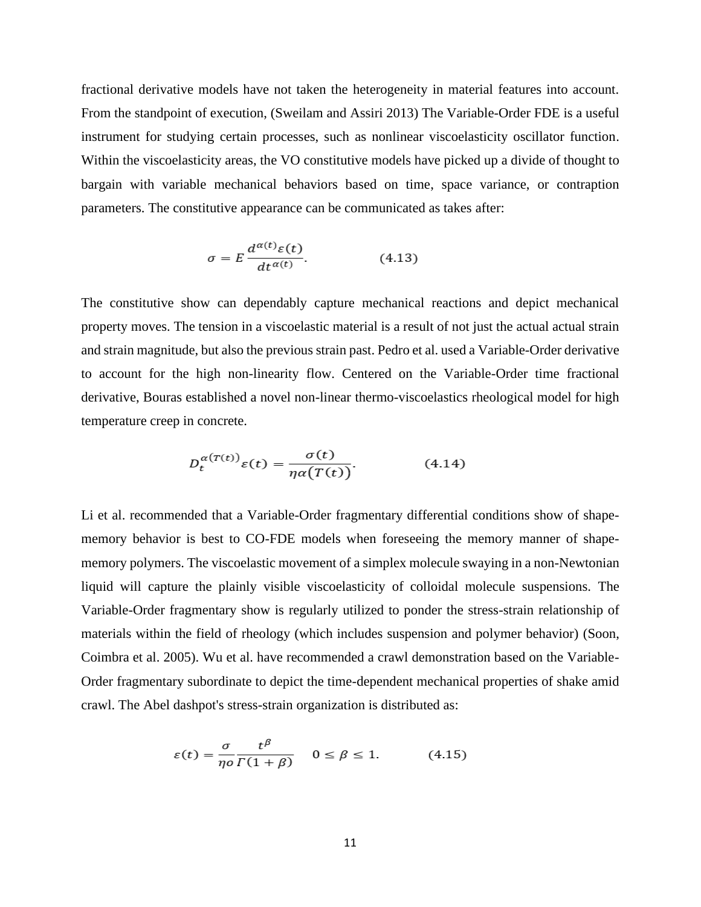fractional derivative models have not taken the heterogeneity in material features into account. From the standpoint of execution, (Sweilam and Assiri 2013) The Variable-Order FDE is a useful instrument for studying certain processes, such as nonlinear viscoelasticity oscillator function. Within the viscoelasticity areas, the VO constitutive models have picked up a divide of thought to bargain with variable mechanical behaviors based on time, space variance, or contraption parameters. The constitutive appearance can be communicated as takes after:

$$\sigma = E\frac{d^{\alpha(t)}\varepsilon(t)}{dt^{\alpha(t)}}. \qquad (4.13)$$

The constitutive show can dependably capture mechanical reactions and depict mechanical property moves. The tension in a viscoelastic material is a result of not just the actual actual strain and strain magnitude, but also the previous strain past. Pedro et al. used a Variable-Order derivative to account for the high non-linearity flow. Centered on the Variable-Order time fractional derivative, Bouras established a novel non-linear thermo-viscoelastics rheological model for high temperature creep in concrete.

$$D_t^{\alpha(T(t))}\varepsilon(t) = \frac{\sigma(t)}{\eta\alpha\big(T(t)\big)}. \qquad (4.14)$$

Li et al. recommended that a Variable-Order fragmentary differential conditions show of shape-memory behavior is best to CO-FDE models when foreseeing the memory manner of shape-memory polymers. The viscoelastic movement of a simplex molecule swaying in a non-Newtonian liquid will capture the plainly visible viscoelasticity of colloidal molecule suspensions. The Variable-Order fragmentary show is regularly utilized to ponder the stress-strain relationship of materials within the field of rheology (which includes suspension and polymer behavior) (Soon, Coimbra et al. 2005). Wu et al. have recommended a crawl demonstration based on the Variable-Order fragmentary subordinate to depict the time-dependent mechanical properties of shake amid crawl. The Abel dashpot's stress-strain organization is distributed as:

$$\varepsilon(t) = \frac{\sigma}{\eta o}\frac{t^{\beta}}{\Gamma(1+\beta)} \quad 0 \le \beta \le 1. \qquad (4.15)$$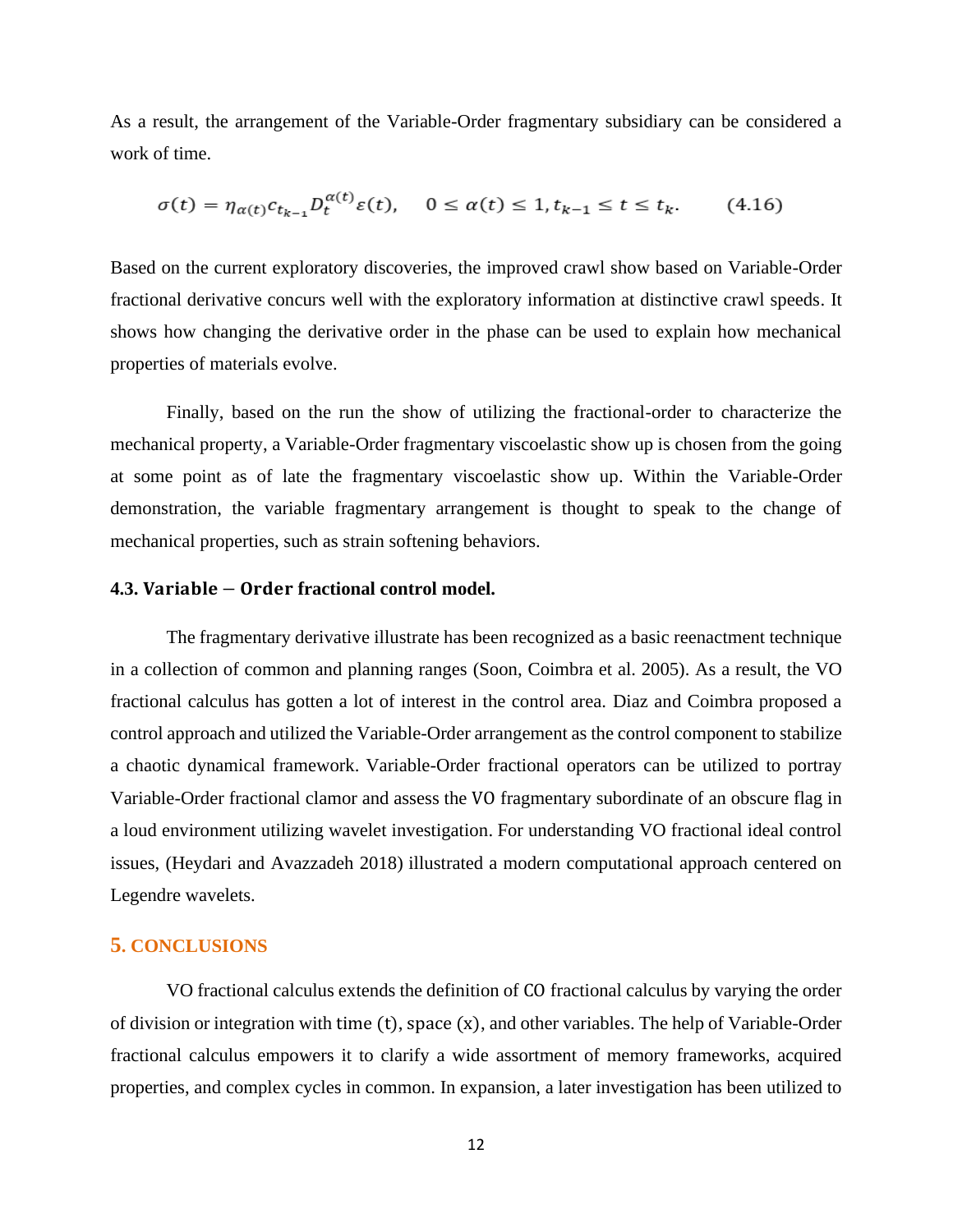As a result, the arrangement of the Variable-Order fragmentary subsidiary can be considered a work of time.

$$\sigma(t) = \eta_{\alpha(t)} c_{t_{k-1}} D_t^{\alpha(t)} \varepsilon(t), \quad 0 \leq \alpha(t) \leq 1, t_{k-1} \leq t \leq t_k. \qquad (4.16)$$

Based on the current exploratory discoveries, the improved crawl show based on Variable-Order fractional derivative concurs well with the exploratory information at distinctive crawl speeds. It shows how changing the derivative order in the phase can be used to explain how mechanical properties of materials evolve.

Finally, based on the run the show of utilizing the fractional-order to characterize the mechanical property, a Variable-Order fragmentary viscoelastic show up is chosen from the going at some point as of late the fragmentary viscoelastic show up. Within the Variable-Order demonstration, the variable fragmentary arrangement is thought to speak to the change of mechanical properties, such as strain softening behaviors.

### 4.3. Variable − Order fractional control model.

The fragmentary derivative illustrate has been recognized as a basic reenactment technique in a collection of common and planning ranges (Soon, Coimbra et al. 2005). As a result, the VO fractional calculus has gotten a lot of interest in the control area. Diaz and Coimbra proposed a control approach and utilized the Variable-Order arrangement as the control component to stabilize a chaotic dynamical framework. Variable-Order fractional operators can be utilized to portray Variable-Order fractional clamor and assess the VO fragmentary subordinate of an obscure flag in a loud environment utilizing wavelet investigation. For understanding VO fractional ideal control issues, (Heydari and Avazzadeh 2018) illustrated a modern computational approach centered on Legendre wavelets.

## 5. CONCLUSIONS

VO fractional calculus extends the definition of CO fractional calculus by varying the order of division or integration with time (t), space (x), and other variables. The help of Variable-Order fractional calculus empowers it to clarify a wide assortment of memory frameworks, acquired properties, and complex cycles in common. In expansion, a later investigation has been utilized to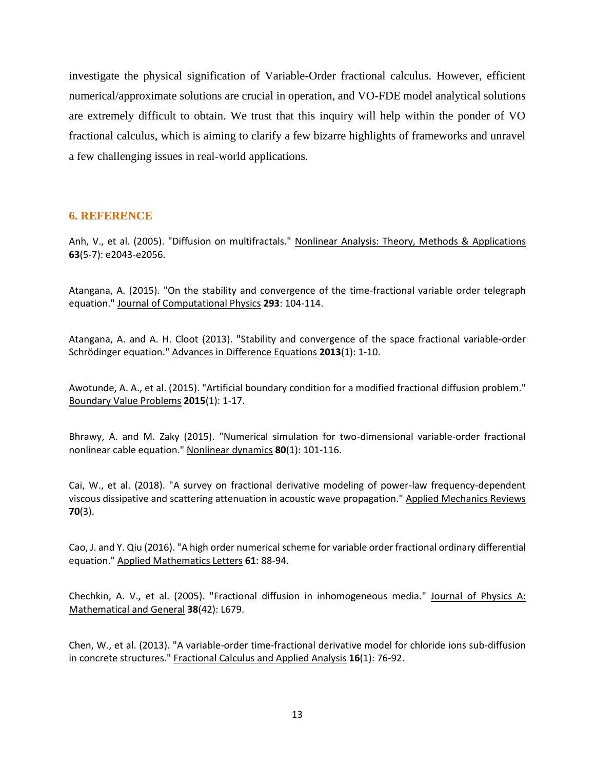investigate the physical signification of Variable-Order fractional calculus. However, efficient numerical/approximate solutions are crucial in operation, and VO-FDE model analytical solutions are extremely difficult to obtain. We trust that this inquiry will help within the ponder of VO fractional calculus, which is aiming to clarify a few bizarre highlights of frameworks and unravel a few challenging issues in real-world applications.

## 6. REFERENCE

Anh, V., et al. (2005). "Diffusion on multifractals." Nonlinear Analysis: Theory, Methods & Applications **63**(5-7): e2043-e2056.

Atangana, A. (2015). "On the stability and convergence of the time-fractional variable order telegraph equation." Journal of Computational Physics **293**: 104-114.

Atangana, A. and A. H. Cloot (2013). "Stability and convergence of the space fractional variable-order Schrödinger equation." Advances in Difference Equations **2013**(1): 1-10.

Awotunde, A. A., et al. (2015). "Artificial boundary condition for a modified fractional diffusion problem." Boundary Value Problems **2015**(1): 1-17.

Bhrawy, A. and M. Zaky (2015). "Numerical simulation for two-dimensional variable-order fractional nonlinear cable equation." Nonlinear dynamics **80**(1): 101-116.

Cai, W., et al. (2018). "A survey on fractional derivative modeling of power-law frequency-dependent viscous dissipative and scattering attenuation in acoustic wave propagation." Applied Mechanics Reviews **70**(3).

Cao, J. and Y. Qiu (2016). "A high order numerical scheme for variable order fractional ordinary differential equation." Applied Mathematics Letters **61**: 88-94.

Chechkin, A. V., et al. (2005). "Fractional diffusion in inhomogeneous media." Journal of Physics A: Mathematical and General **38**(42): L679.

Chen, W., et al. (2013). "A variable-order time-fractional derivative model for chloride ions sub-diffusion in concrete structures." Fractional Calculus and Applied Analysis **16**(1): 76-92.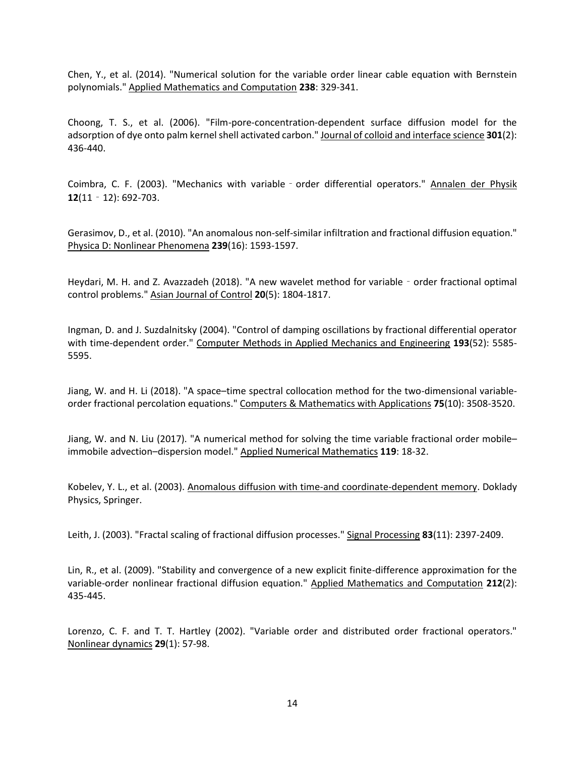Chen, Y., et al. (2014). "Numerical solution for the variable order linear cable equation with Bernstein polynomials." Applied Mathematics and Computation **238**: 329-341.

Choong, T. S., et al. (2006). "Film-pore-concentration-dependent surface diffusion model for the adsorption of dye onto palm kernel shell activated carbon." Journal of colloid and interface science **301**(2): 436-440.

Coimbra, C. F. (2003). "Mechanics with variable‐order differential operators." Annalen der Physik **12**(11‐12): 692-703.

Gerasimov, D., et al. (2010). "An anomalous non-self-similar infiltration and fractional diffusion equation." Physica D: Nonlinear Phenomena **239**(16): 1593-1597.

Heydari, M. H. and Z. Avazzadeh (2018). "A new wavelet method for variable‐order fractional optimal control problems." Asian Journal of Control **20**(5): 1804-1817.

Ingman, D. and J. Suzdalnitsky (2004). "Control of damping oscillations by fractional differential operator with time-dependent order." Computer Methods in Applied Mechanics and Engineering **193**(52): 5585-5595.

Jiang, W. and H. Li (2018). "A space–time spectral collocation method for the two-dimensional variable-order fractional percolation equations." Computers & Mathematics with Applications **75**(10): 3508-3520.

Jiang, W. and N. Liu (2017). "A numerical method for solving the time variable fractional order mobile–immobile advection–dispersion model." Applied Numerical Mathematics **119**: 18-32.

Kobelev, Y. L., et al. (2003). Anomalous diffusion with time-and coordinate-dependent memory. Doklady Physics, Springer.

Leith, J. (2003). "Fractal scaling of fractional diffusion processes." Signal Processing **83**(11): 2397-2409.

Lin, R., et al. (2009). "Stability and convergence of a new explicit finite-difference approximation for the variable-order nonlinear fractional diffusion equation." Applied Mathematics and Computation **212**(2): 435-445.

Lorenzo, C. F. and T. T. Hartley (2002). "Variable order and distributed order fractional operators." Nonlinear dynamics **29**(1): 57-98.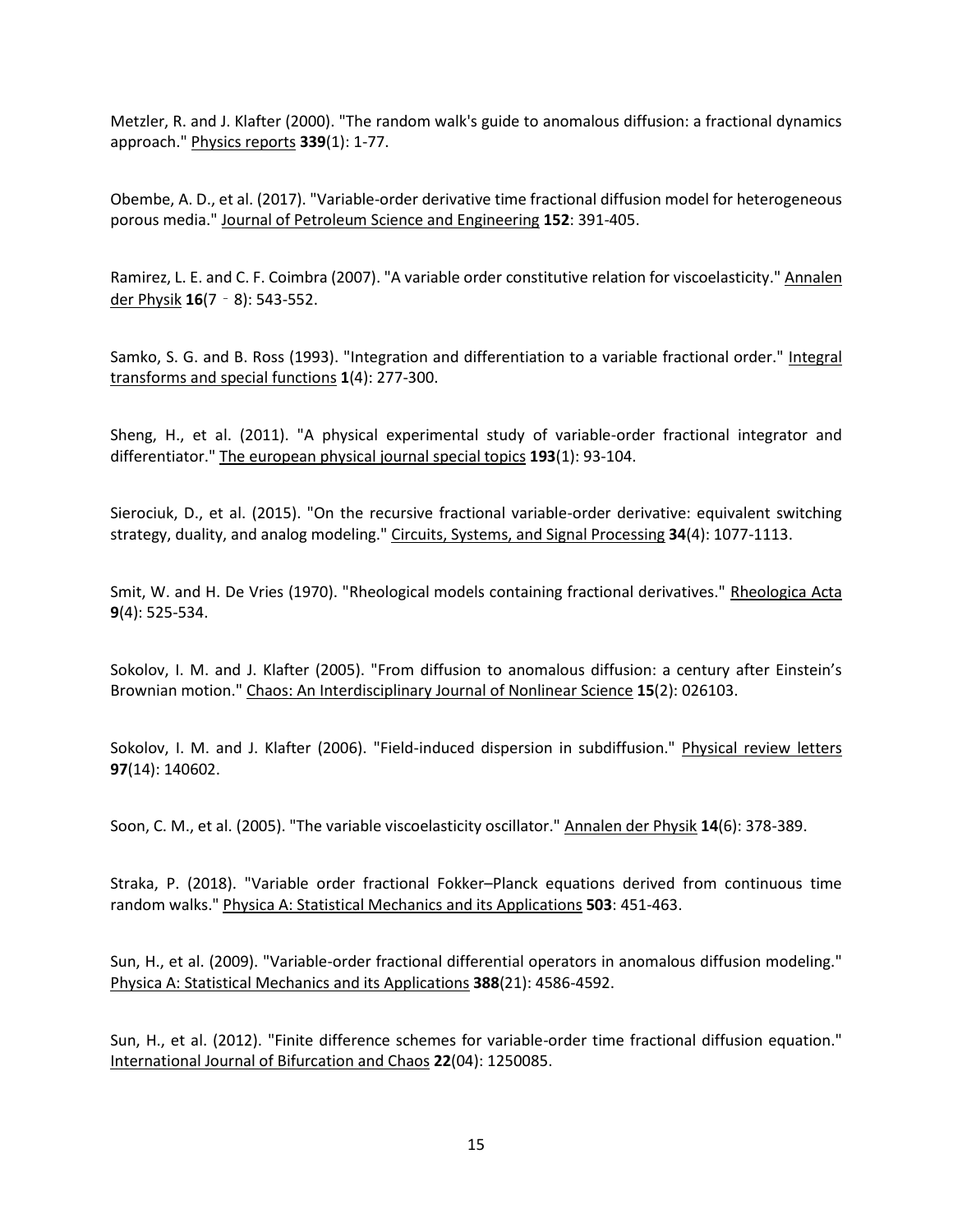Metzler, R. and J. Klafter (2000). "The random walk's guide to anomalous diffusion: a fractional dynamics approach." Physics reports **339**(1): 1-77.

Obembe, A. D., et al. (2017). "Variable-order derivative time fractional diffusion model for heterogeneous porous media." Journal of Petroleum Science and Engineering **152**: 391-405.

Ramirez, L. E. and C. F. Coimbra (2007). "A variable order constitutive relation for viscoelasticity." Annalen der Physik **16**(7 - 8): 543-552.

Samko, S. G. and B. Ross (1993). "Integration and differentiation to a variable fractional order." Integral transforms and special functions **1**(4): 277-300.

Sheng, H., et al. (2011). "A physical experimental study of variable-order fractional integrator and differentiator." The european physical journal special topics **193**(1): 93-104.

Sierociuk, D., et al. (2015). "On the recursive fractional variable-order derivative: equivalent switching strategy, duality, and analog modeling." Circuits, Systems, and Signal Processing **34**(4): 1077-1113.

Smit, W. and H. De Vries (1970). "Rheological models containing fractional derivatives." Rheologica Acta **9**(4): 525-534.

Sokolov, I. M. and J. Klafter (2005). "From diffusion to anomalous diffusion: a century after Einstein's Brownian motion." Chaos: An Interdisciplinary Journal of Nonlinear Science **15**(2): 026103.

Sokolov, I. M. and J. Klafter (2006). "Field-induced dispersion in subdiffusion." Physical review letters **97**(14): 140602.

Soon, C. M., et al. (2005). "The variable viscoelasticity oscillator." Annalen der Physik **14**(6): 378-389.

Straka, P. (2018). "Variable order fractional Fokker–Planck equations derived from continuous time random walks." Physica A: Statistical Mechanics and its Applications **503**: 451-463.

Sun, H., et al. (2009). "Variable-order fractional differential operators in anomalous diffusion modeling." Physica A: Statistical Mechanics and its Applications **388**(21): 4586-4592.

Sun, H., et al. (2012). "Finite difference schemes for variable-order time fractional diffusion equation." International Journal of Bifurcation and Chaos **22**(04): 1250085.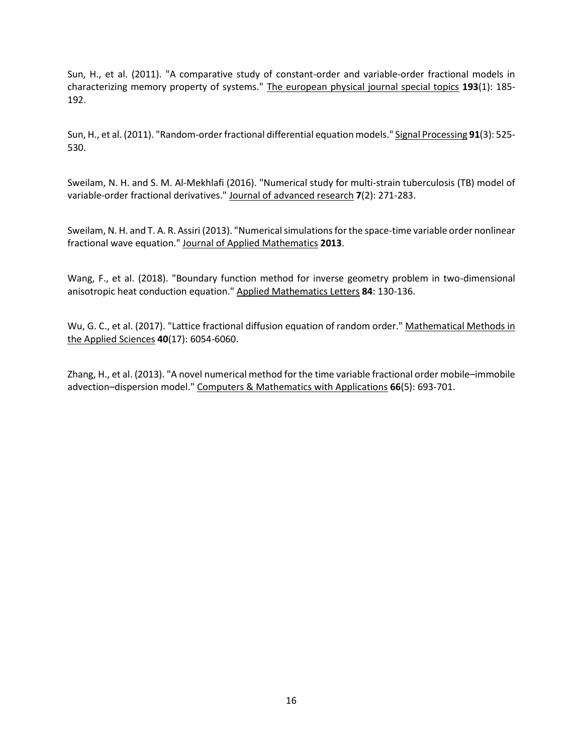Sun, H., et al. (2011). "A comparative study of constant-order and variable-order fractional models in characterizing memory property of systems." The european physical journal special topics **193**(1): 185-192.

Sun, H., et al. (2011). "Random-order fractional differential equation models." Signal Processing **91**(3): 525-530.

Sweilam, N. H. and S. M. Al-Mekhlafi (2016). "Numerical study for multi-strain tuberculosis (TB) model of variable-order fractional derivatives." Journal of advanced research **7**(2): 271-283.

Sweilam, N. H. and T. A. R. Assiri (2013). "Numerical simulations for the space-time variable order nonlinear fractional wave equation." Journal of Applied Mathematics **2013**.

Wang, F., et al. (2018). "Boundary function method for inverse geometry problem in two-dimensional anisotropic heat conduction equation." Applied Mathematics Letters **84**: 130-136.

Wu, G. C., et al. (2017). "Lattice fractional diffusion equation of random order." Mathematical Methods in the Applied Sciences **40**(17): 6054-6060.

Zhang, H., et al. (2013). "A novel numerical method for the time variable fractional order mobile–immobile advection–dispersion model." Computers & Mathematics with Applications **66**(5): 693-701.